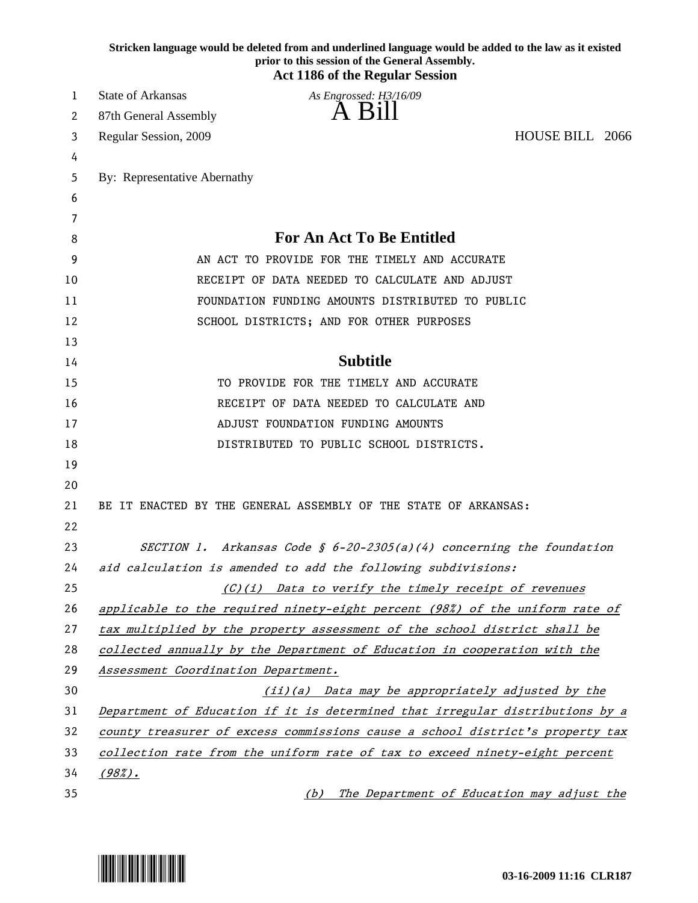**Stricken language would be deleted from and underlined language would be added to the law as it existed prior to this session of the General Assembly.**
**Act 1186 of the Regular Session**

State of Arkansas
87th General Assembly
Regular Session, 2009

*As Engrossed: H3/16/09*

# A Bill

HOUSE BILL 2066

By: Representative Abernathy

## For An Act To Be Entitled

AN ACT TO PROVIDE FOR THE TIMELY AND ACCURATE RECEIPT OF DATA NEEDED TO CALCULATE AND ADJUST FOUNDATION FUNDING AMOUNTS DISTRIBUTED TO PUBLIC SCHOOL DISTRICTS; AND FOR OTHER PURPOSES

## Subtitle

TO PROVIDE FOR THE TIMELY AND ACCURATE RECEIPT OF DATA NEEDED TO CALCULATE AND ADJUST FOUNDATION FUNDING AMOUNTS DISTRIBUTED TO PUBLIC SCHOOL DISTRICTS.

BE IT ENACTED BY THE GENERAL ASSEMBLY OF THE STATE OF ARKANSAS:

*SECTION 1. Arkansas Code § 6-20-2305(a)(4) concerning the foundation aid calculation is amended to add the following subdivisions:*

<u>*(C)(i) Data to verify the timely receipt of revenues applicable to the required ninety-eight percent (98%) of the uniform rate of tax multiplied by the property assessment of the school district shall be collected annually by the Department of Education in cooperation with the Assessment Coordination Department.*</u>

<u>*(ii)(a) Data may be appropriately adjusted by the Department of Education if it is determined that irregular distributions by a county treasurer of excess commissions cause a school district's property tax collection rate from the uniform rate of tax to exceed ninety-eight percent (98%).*</u>

<u>*(b) The Department of Education may adjust the*</u>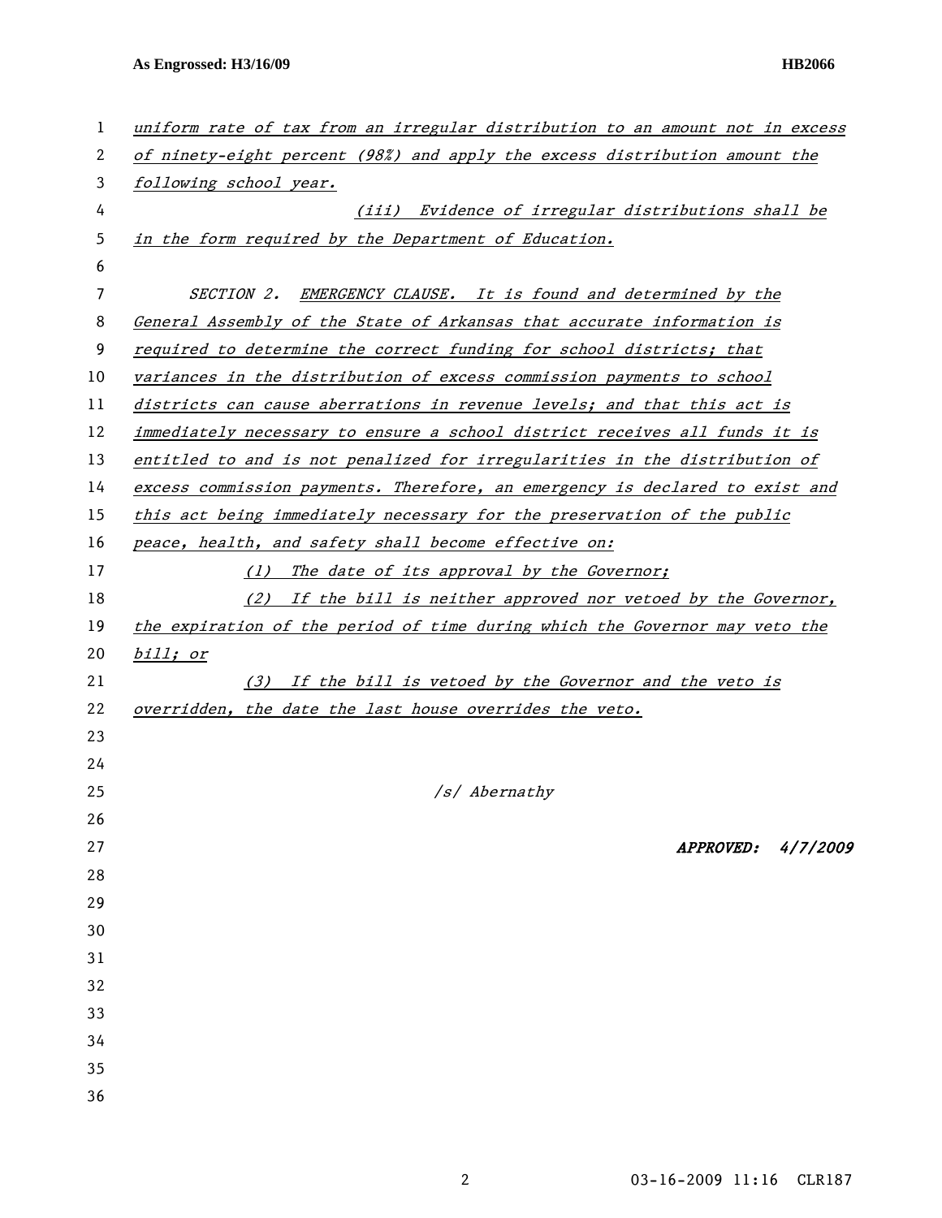*uniform rate of tax from an irregular distribution to an amount not in excess of ninety-eight percent (98%) and apply the excess distribution amount the following school year.*

*(iii) Evidence of irregular distributions shall be in the form required by the Department of Education.*

*SECTION 2. EMERGENCY CLAUSE. It is found and determined by the General Assembly of the State of Arkansas that accurate information is required to determine the correct funding for school districts; that variances in the distribution of excess commission payments to school districts can cause aberrations in revenue levels; and that this act is immediately necessary to ensure a school district receives all funds it is entitled to and is not penalized for irregularities in the distribution of excess commission payments. Therefore, an emergency is declared to exist and this act being immediately necessary for the preservation of the public peace, health, and safety shall become effective on:*

*(1) The date of its approval by the Governor;*

*(2) If the bill is neither approved nor vetoed by the Governor, the expiration of the period of time during which the Governor may veto the bill; or*

*(3) If the bill is vetoed by the Governor and the veto is overridden, the date the last house overrides the veto.*

*/s/ Abernathy*

***APPROVED: 4/7/2009***